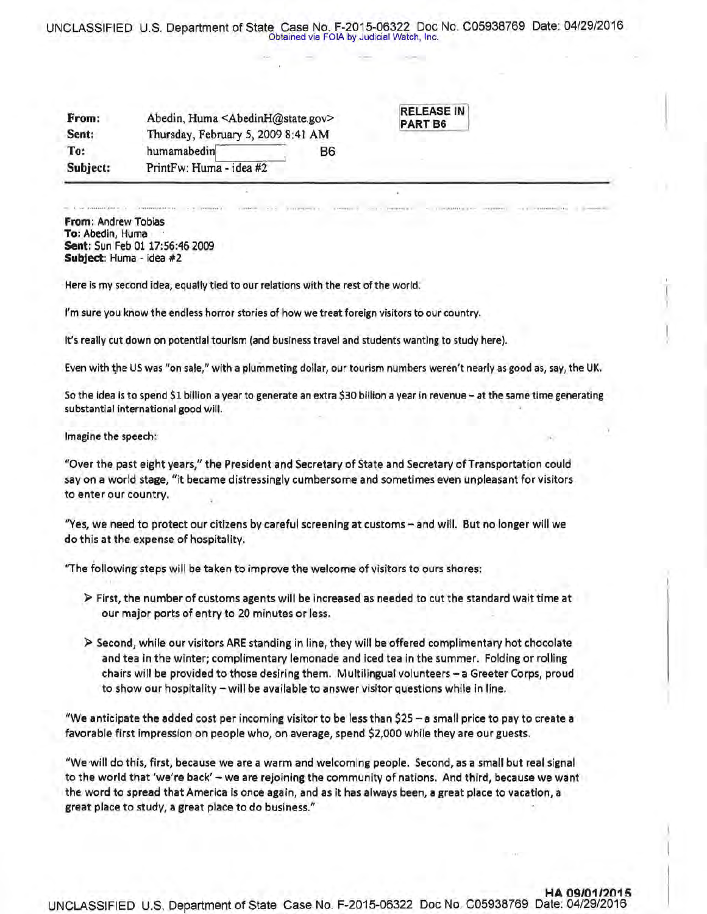| | | |
|---|---|---|
| **From:** | Abedin, Huma <AbedinH@state.gov> | RELEASE IN PART B6 |
| **Sent:** | Thursday, February 5, 2009 8:41 AM | |
| **To:** | humamabedin B6 | |
| **Subject:** | PrintFw: Huma - idea #2 | |

---

**From**: Andrew Tobias
**To**: Abedin, Huma
**Sent**: Sun Feb 01 17:56:46 2009
**Subject**: Huma - idea #2

Here is my second idea, equally tied to our relations with the rest of the world.

I'm sure you know the endless horror stories of how we treat foreign visitors to our country.

It's really cut down on potential tourism (and business travel and students wanting to study here).

Even with the US was "on sale," with a plummeting dollar, our tourism numbers weren't nearly as good as, say, the UK.

So the idea is to spend $1 billion a year to generate an extra $30 billion a year in revenue – at the same time generating substantial international good will.

Imagine the speech:

"Over the past eight years," the President and Secretary of State and Secretary of Transportation could say on a world stage, "it became distressingly cumbersome and sometimes even unpleasant for visitors to enter our country.

"Yes, we need to protect our citizens by careful screening at customs – and will. But no longer will we do this at the expense of hospitality.

"The following steps will be taken to improve the welcome of visitors to ours shores:

- First, the number of customs agents will be increased as needed to cut the standard wait time at our major ports of entry to 20 minutes or less.
- Second, while our visitors ARE standing in line, they will be offered complimentary hot chocolate and tea in the winter; complimentary lemonade and iced tea in the summer. Folding or rolling chairs will be provided to those desiring them. Multilingual volunteers – a Greeter Corps, proud to show our hospitality – will be available to answer visitor questions while in line.

"We anticipate the added cost per incoming visitor to be less than $25 – a small price to pay to create a favorable first impression on people who, on average, spend $2,000 while they are our guests.

"We will do this, first, because we are a warm and welcoming people. Second, as a small but real signal to the world that 'we're back' – we are rejoining the community of nations. And third, because we want the word to spread that America is once again, and as it has always been, a great place to vacation, a great place to study, a great place to do business."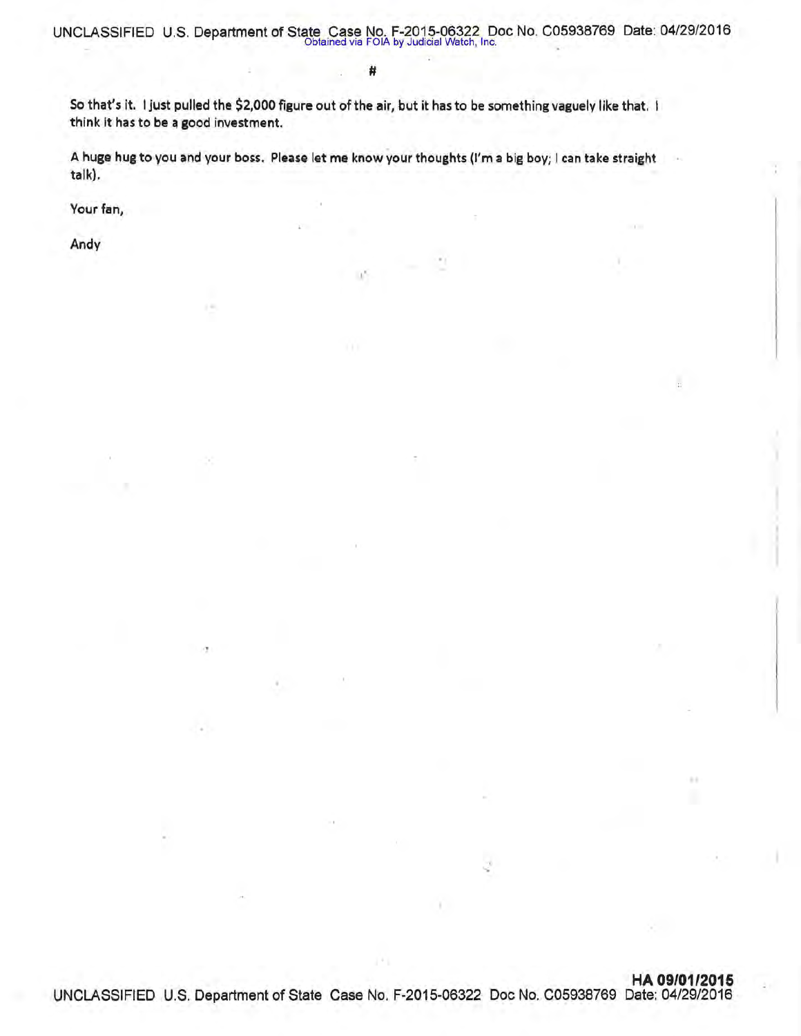#

So that's it. I just pulled the $2,000 figure out of the air, but it has to be something vaguely like that. I think it has to be a good investment.

A huge hug to you and your boss. Please let me know your thoughts (I'm a big boy; I can take straight talk).

Your fan,

Andy

HA 09/01/2015